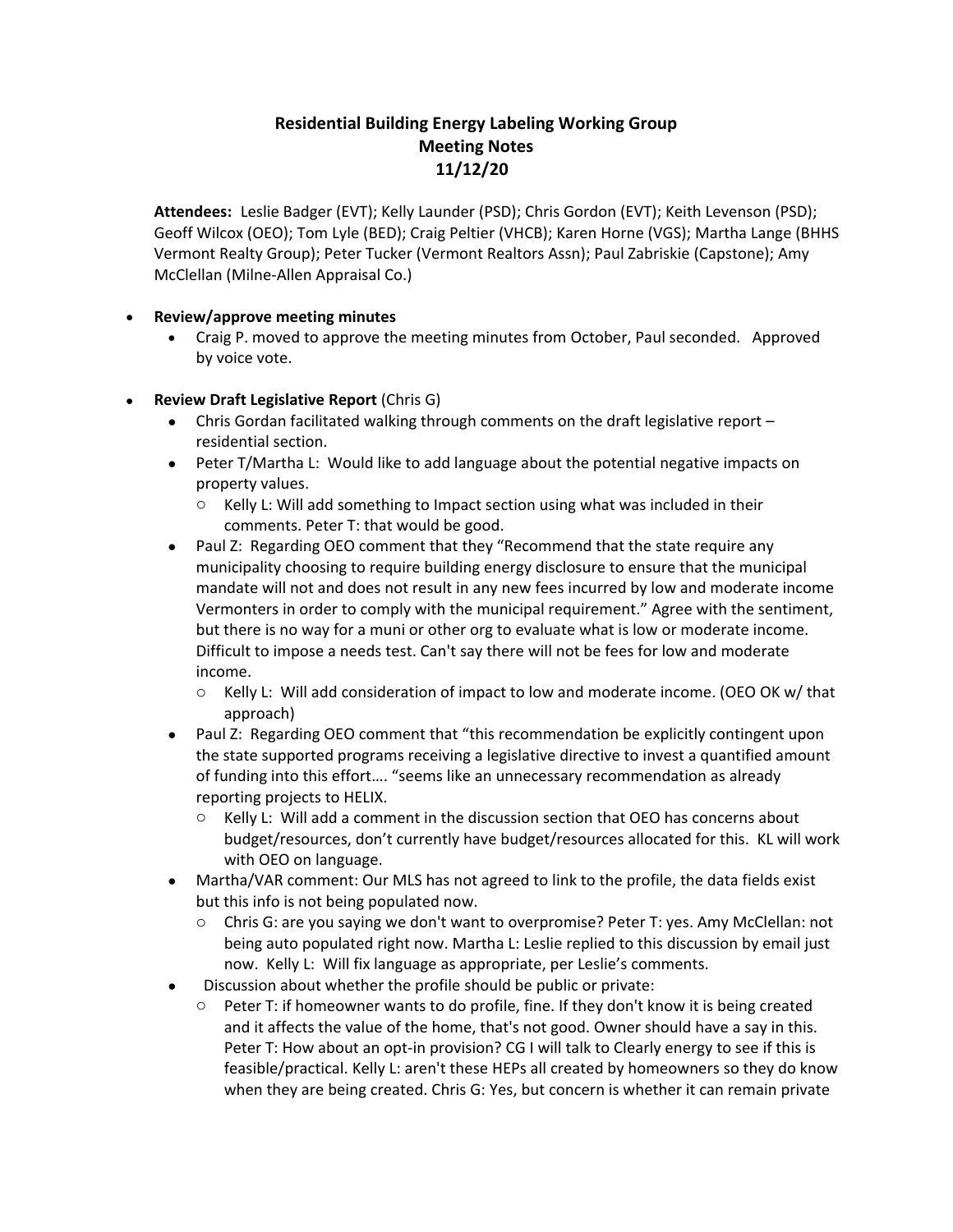# Residential Building Energy Labeling Working Group
## Meeting Notes
## 11/12/20

**Attendees:** Leslie Badger (EVT); Kelly Launder (PSD); Chris Gordon (EVT); Keith Levenson (PSD); Geoff Wilcox (OEO); Tom Lyle (BED); Craig Peltier (VHCB); Karen Horne (VGS); Martha Lange (BHHS Vermont Realty Group); Peter Tucker (Vermont Realtors Assn); Paul Zabriskie (Capstone); Amy McClellan (Milne-Allen Appraisal Co.)

- **Review/approve meeting minutes**
  - Craig P. moved to approve the meeting minutes from October, Paul seconded. Approved by voice vote.
- **Review Draft Legislative Report** (Chris G)
  - Chris Gordan facilitated walking through comments on the draft legislative report – residential section.
  - Peter T/Martha L: Would like to add language about the potential negative impacts on property values.
    - Kelly L: Will add something to Impact section using what was included in their comments. Peter T: that would be good.
  - Paul Z: Regarding OEO comment that they "Recommend that the state require any municipality choosing to require building energy disclosure to ensure that the municipal mandate will not and does not result in any new fees incurred by low and moderate income Vermonters in order to comply with the municipal requirement." Agree with the sentiment, but there is no way for a muni or other org to evaluate what is low or moderate income. Difficult to impose a needs test. Can't say there will not be fees for low and moderate income.
    - Kelly L: Will add consideration of impact to low and moderate income. (OEO OK w/ that approach)
  - Paul Z: Regarding OEO comment that "this recommendation be explicitly contingent upon the state supported programs receiving a legislative directive to invest a quantified amount of funding into this effort…. "seems like an unnecessary recommendation as already reporting projects to HELIX.
    - Kelly L: Will add a comment in the discussion section that OEO has concerns about budget/resources, don't currently have budget/resources allocated for this. KL will work with OEO on language.
  - Martha/VAR comment: Our MLS has not agreed to link to the profile, the data fields exist but this info is not being populated now.
    - Chris G: are you saying we don't want to overpromise? Peter T: yes. Amy McClellan: not being auto populated right now. Martha L: Leslie replied to this discussion by email just now. Kelly L: Will fix language as appropriate, per Leslie's comments.
  - Discussion about whether the profile should be public or private:
    - Peter T: if homeowner wants to do profile, fine. If they don't know it is being created and it affects the value of the home, that's not good. Owner should have a say in this. Peter T: How about an opt-in provision? CG I will talk to Clearly energy to see if this is feasible/practical. Kelly L: aren't these HEPs all created by homeowners so they do know when they are being created. Chris G: Yes, but concern is whether it can remain private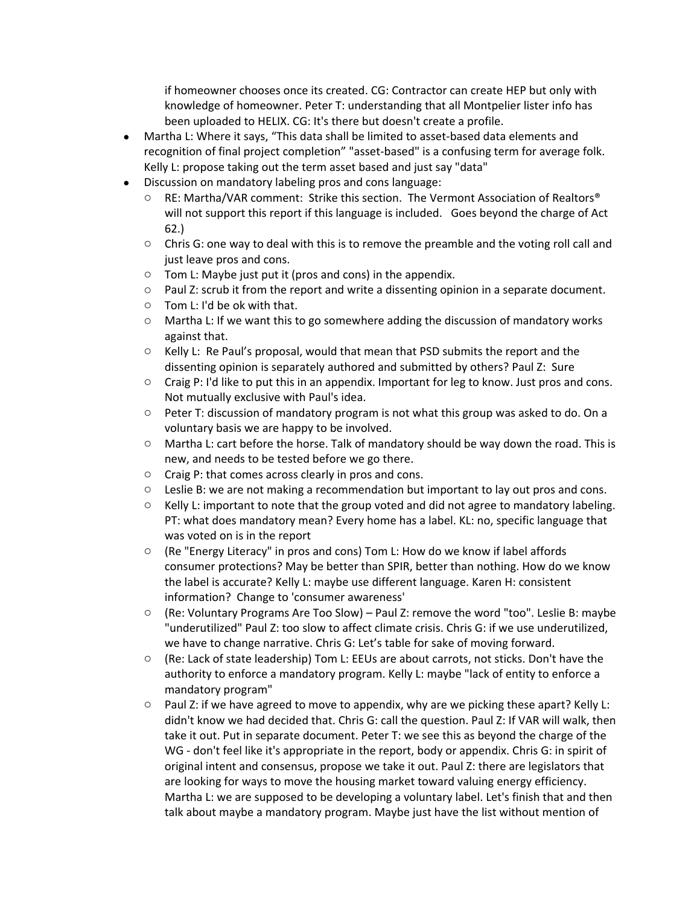if homeowner chooses once its created. CG: Contractor can create HEP but only with knowledge of homeowner. Peter T: understanding that all Montpelier lister info has been uploaded to HELIX. CG: It's there but doesn't create a profile.

- Martha L: Where it says, "This data shall be limited to asset-based data elements and recognition of final project completion" "asset-based" is a confusing term for average folk. Kelly L: propose taking out the term asset based and just say "data"
- Discussion on mandatory labeling pros and cons language:
  - RE: Martha/VAR comment: Strike this section. The Vermont Association of Realtors® will not support this report if this language is included. Goes beyond the charge of Act 62.)
  - Chris G: one way to deal with this is to remove the preamble and the voting roll call and just leave pros and cons.
  - Tom L: Maybe just put it (pros and cons) in the appendix.
  - Paul Z: scrub it from the report and write a dissenting opinion in a separate document.
  - Tom L: I'd be ok with that.
  - Martha L: If we want this to go somewhere adding the discussion of mandatory works against that.
  - Kelly L: Re Paul's proposal, would that mean that PSD submits the report and the dissenting opinion is separately authored and submitted by others? Paul Z: Sure
  - Craig P: I'd like to put this in an appendix. Important for leg to know. Just pros and cons. Not mutually exclusive with Paul's idea.
  - Peter T: discussion of mandatory program is not what this group was asked to do. On a voluntary basis we are happy to be involved.
  - Martha L: cart before the horse. Talk of mandatory should be way down the road. This is new, and needs to be tested before we go there.
  - Craig P: that comes across clearly in pros and cons.
  - Leslie B: we are not making a recommendation but important to lay out pros and cons.
  - Kelly L: important to note that the group voted and did not agree to mandatory labeling. PT: what does mandatory mean? Every home has a label. KL: no, specific language that was voted on is in the report
  - (Re "Energy Literacy" in pros and cons) Tom L: How do we know if label affords consumer protections? May be better than SPIR, better than nothing. How do we know the label is accurate? Kelly L: maybe use different language. Karen H: consistent information? Change to 'consumer awareness'
  - (Re: Voluntary Programs Are Too Slow) – Paul Z: remove the word "too". Leslie B: maybe "underutilized" Paul Z: too slow to affect climate crisis. Chris G: if we use underutilized, we have to change narrative. Chris G: Let's table for sake of moving forward.
  - (Re: Lack of state leadership) Tom L: EEUs are about carrots, not sticks. Don't have the authority to enforce a mandatory program. Kelly L: maybe "lack of entity to enforce a mandatory program"
  - Paul Z: if we have agreed to move to appendix, why are we picking these apart? Kelly L: didn't know we had decided that. Chris G: call the question. Paul Z: If VAR will walk, then take it out. Put in separate document. Peter T: we see this as beyond the charge of the WG - don't feel like it's appropriate in the report, body or appendix. Chris G: in spirit of original intent and consensus, propose we take it out. Paul Z: there are legislators that are looking for ways to move the housing market toward valuing energy efficiency. Martha L: we are supposed to be developing a voluntary label. Let's finish that and then talk about maybe a mandatory program. Maybe just have the list without mention of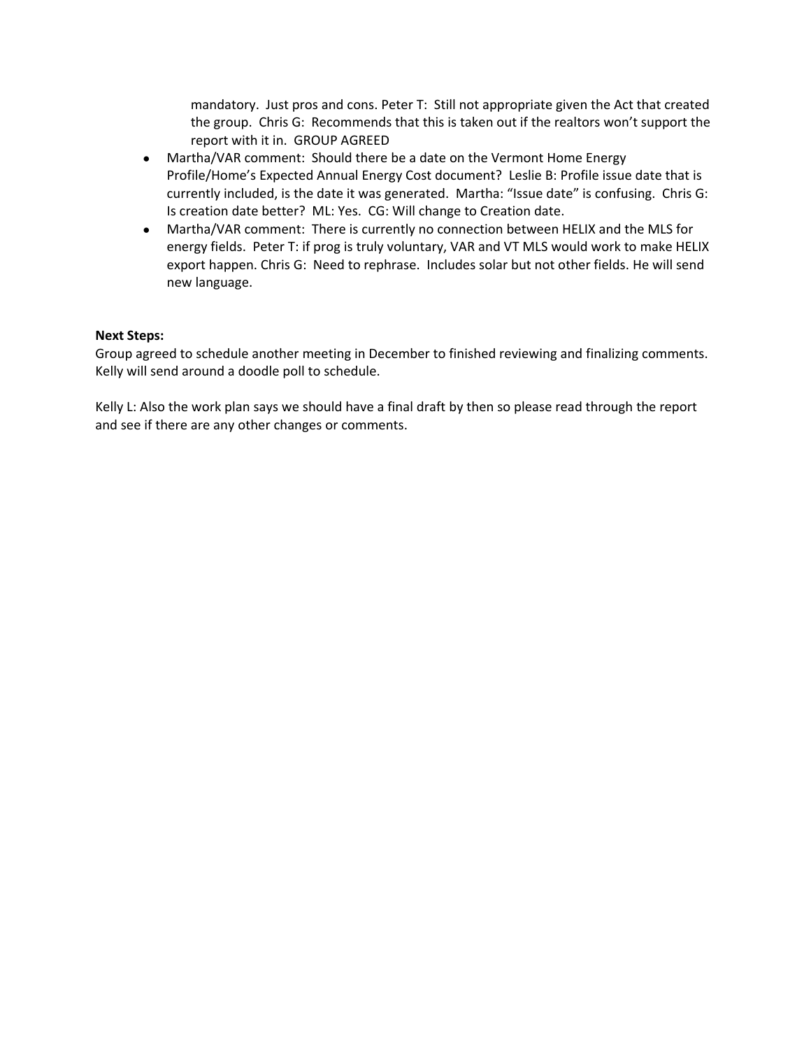mandatory. Just pros and cons. Peter T: Still not appropriate given the Act that created the group. Chris G: Recommends that this is taken out if the realtors won't support the report with it in. GROUP AGREED

- Martha/VAR comment: Should there be a date on the Vermont Home Energy Profile/Home's Expected Annual Energy Cost document? Leslie B: Profile issue date that is currently included, is the date it was generated. Martha: "Issue date" is confusing. Chris G: Is creation date better? ML: Yes. CG: Will change to Creation date.
- Martha/VAR comment: There is currently no connection between HELIX and the MLS for energy fields. Peter T: if prog is truly voluntary, VAR and VT MLS would work to make HELIX export happen. Chris G: Need to rephrase. Includes solar but not other fields. He will send new language.

**Next Steps:**

Group agreed to schedule another meeting in December to finished reviewing and finalizing comments. Kelly will send around a doodle poll to schedule.

Kelly L: Also the work plan says we should have a final draft by then so please read through the report and see if there are any other changes or comments.